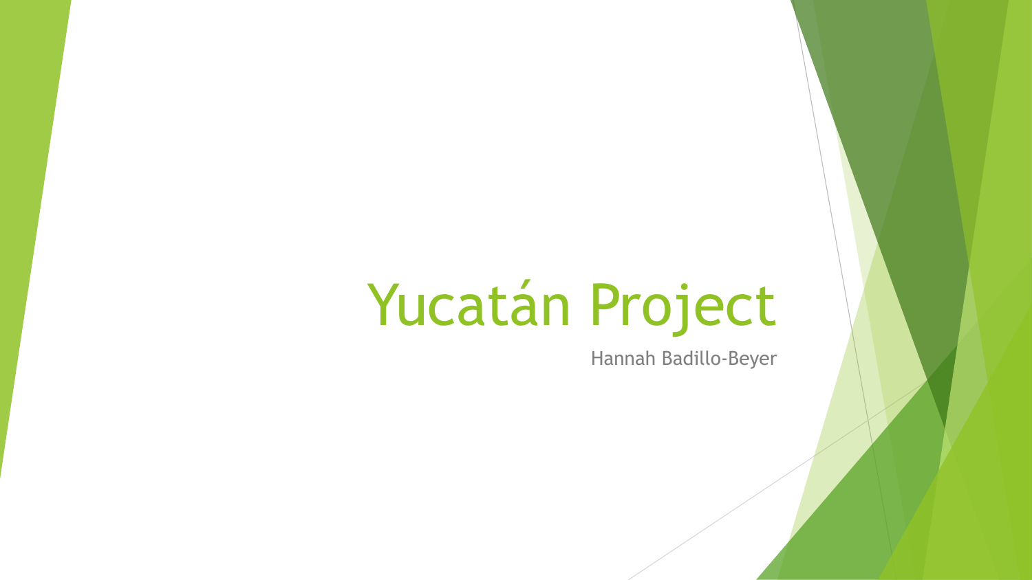# Yucatán Project

Hannah Badillo-Beyer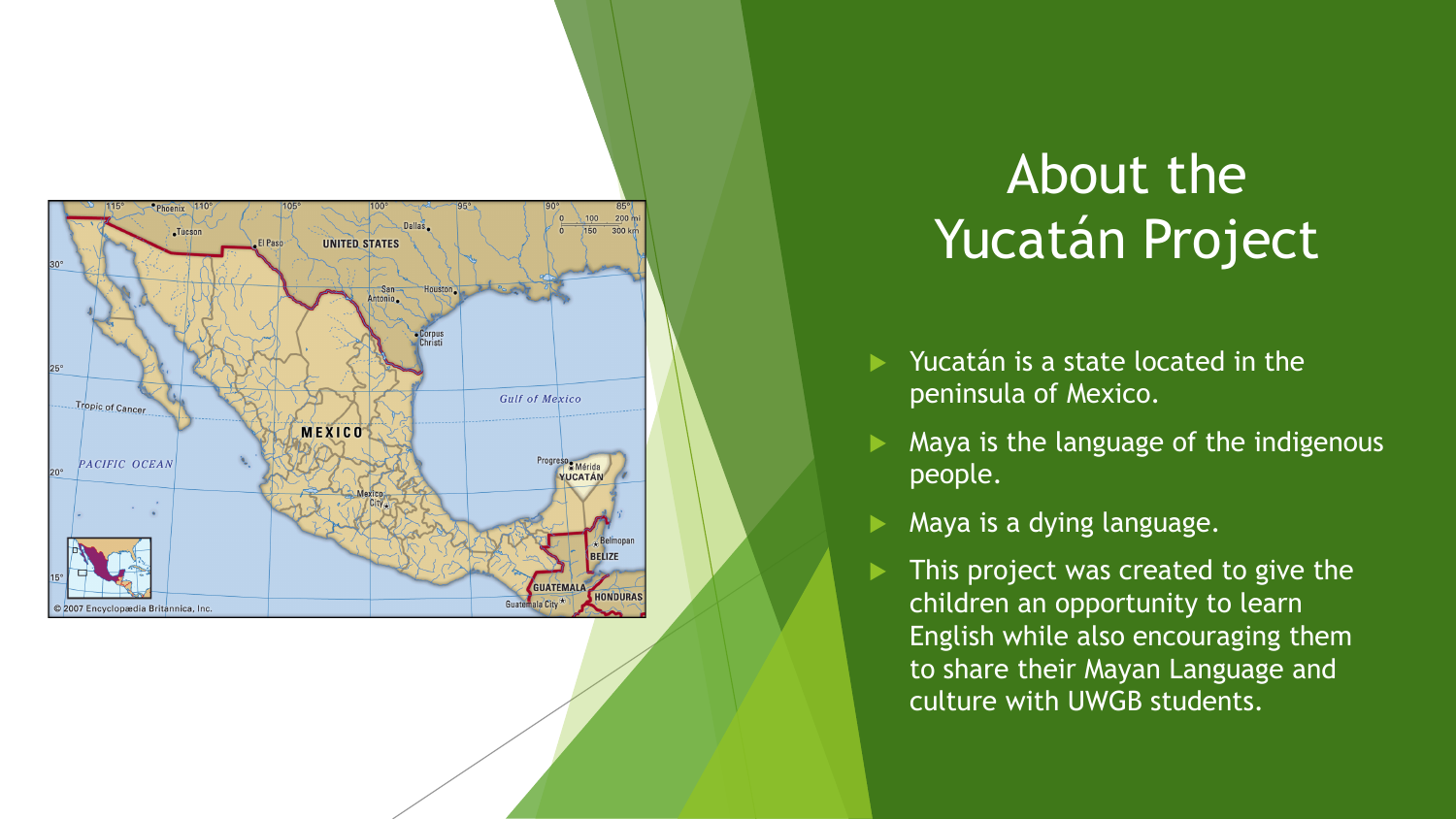# About the Yucatán Project

- Yucatán is a state located in the peninsula of Mexico.
- Maya is the language of the indigenous people.
- Maya is a dying language.
- This project was created to give the children an opportunity to learn English while also encouraging them to share their Mayan Language and culture with UWGB students.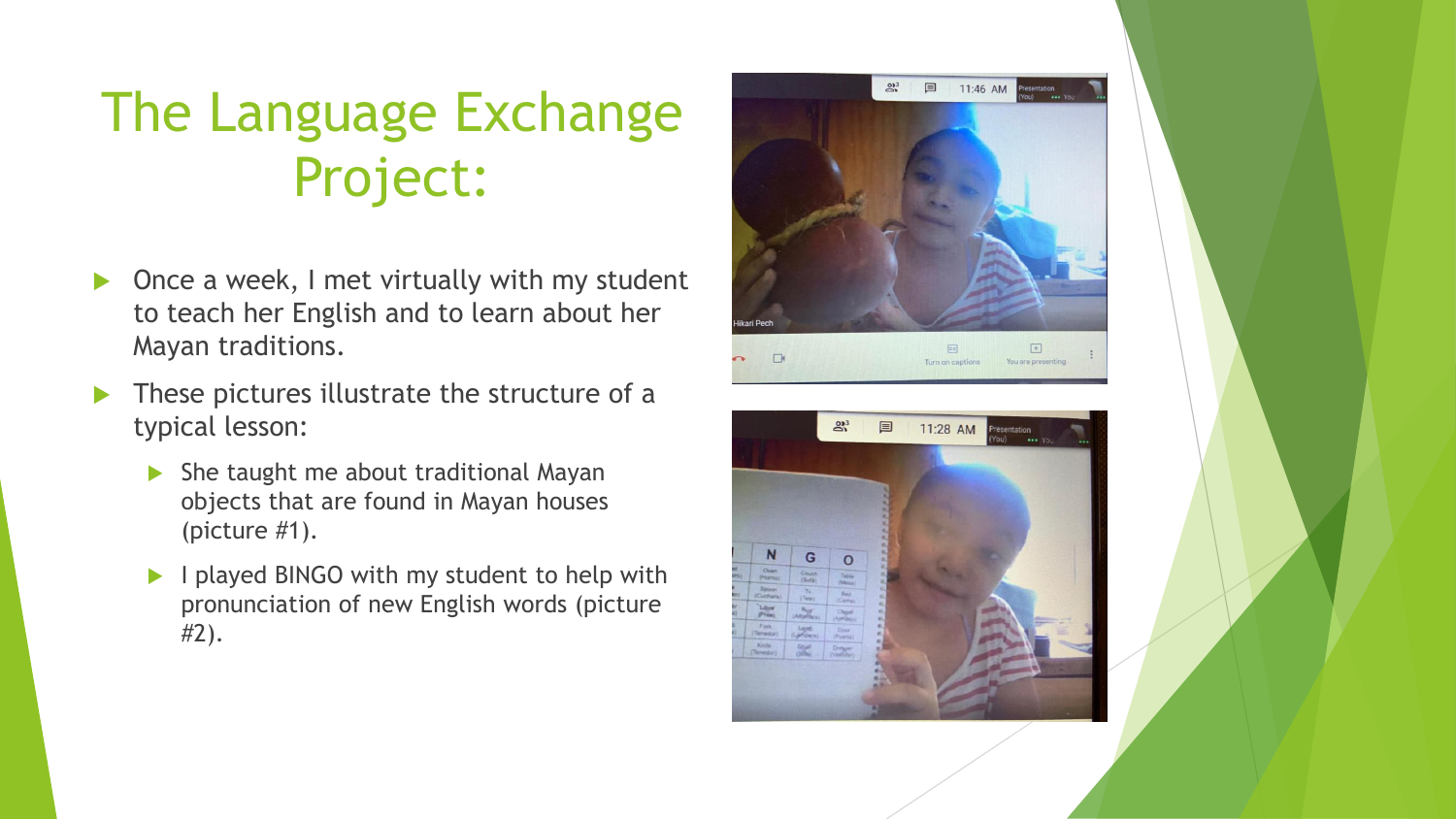# The Language Exchange Project:

- Once a week, I met virtually with my student to teach her English and to learn about her Mayan traditions.
- These pictures illustrate the structure of a typical lesson:
  - She taught me about traditional Mayan objects that are found in Mayan houses (picture #1).
  - I played BINGO with my student to help with pronunciation of new English words (picture #2).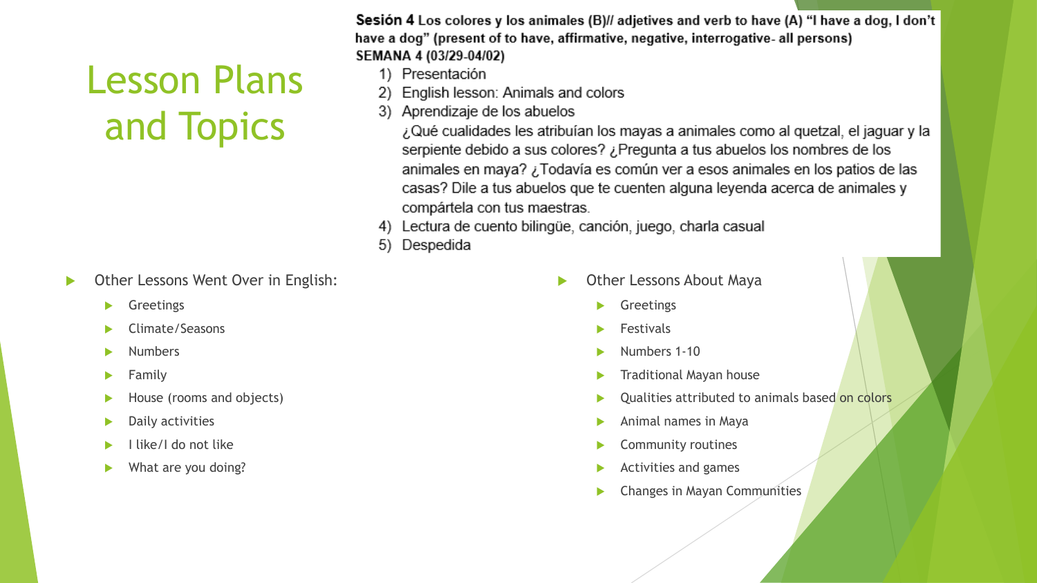# Lesson Plans and Topics

**Sesión 4** Los colores y los animales (B)// adjetives and verb to have (A) "I have a dog, I don't have a dog" (present of to have, affirmative, negative, interrogative- all persons)
**SEMANA 4 (03/29-04/02)**

1) Presentación
2) English lesson: Animals and colors
3) Aprendizaje de los abuelos
   ¿Qué cualidades les atribuían los mayas a animales como al quetzal, el jaguar y la serpiente debido a sus colores? ¿Pregunta a tus abuelos los nombres de los animales en maya? ¿Todavía es común ver a esos animales en los patios de las casas? Dile a tus abuelos que te cuenten alguna leyenda acerca de animales y compártela con tus maestras.
4) Lectura de cuento bilingüe, canción, juego, charla casual
5) Despedida

- Other Lessons Went Over in English:
  - Greetings
  - Climate/Seasons
  - Numbers
  - Family
  - House (rooms and objects)
  - Daily activities
  - I like/I do not like
  - What are you doing?

- Other Lessons About Maya
  - Greetings
  - Festivals
  - Numbers 1-10
  - Traditional Mayan house
  - Qualities attributed to animals based on colors
  - Animal names in Maya
  - Community routines
  - Activities and games
  - Changes in Mayan Communities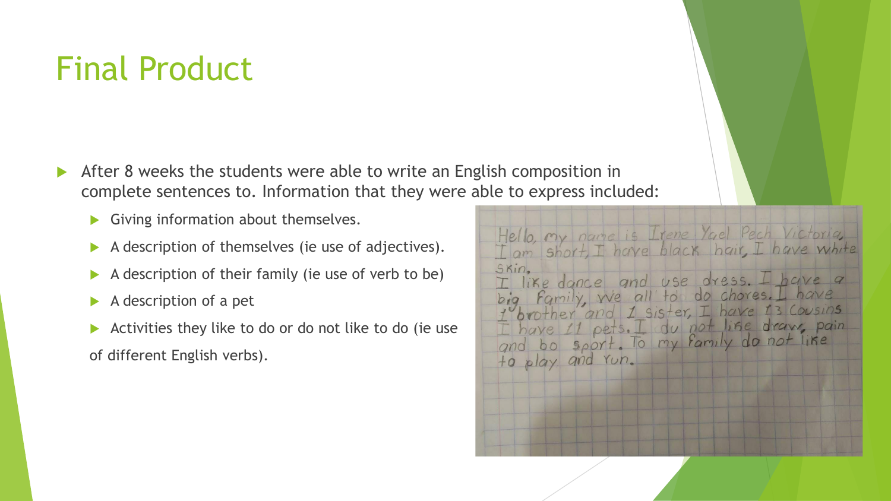# Final Product

- After 8 weeks the students were able to write an English composition in complete sentences to. Information that they were able to express included:
  - Giving information about themselves.
  - A description of themselves (ie use of adjectives).
  - A description of their family (ie use of verb to be)
  - A description of a pet
  - Activities they like to do or do not like to do (ie use of different English verbs).

> Hello, my name is Irene Yael Pech Victoria, I am short, I have black hair, I have white skin.
> I like dance and use dress. I have a big family, we all to do chores. I have 1 brother and 1 sister, I have 13 cousins I have 11 pets. I du not like draw, pain and bo sport. To my family do not like to play and run.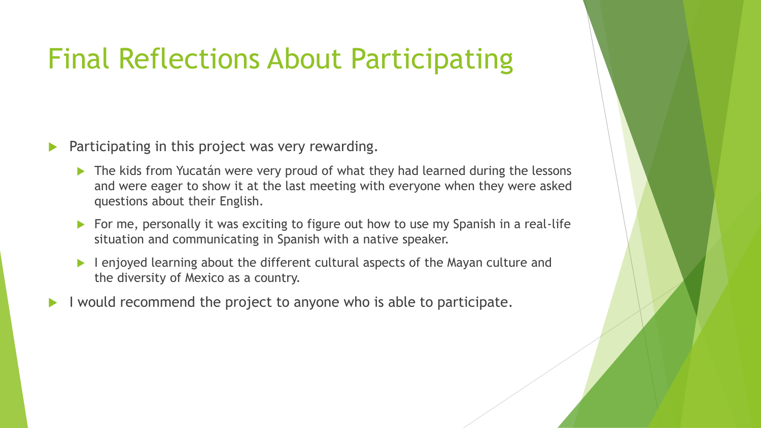# Final Reflections About Participating

- Participating in this project was very rewarding.
  - The kids from Yucatán were very proud of what they had learned during the lessons and were eager to show it at the last meeting with everyone when they were asked questions about their English.
  - For me, personally it was exciting to figure out how to use my Spanish in a real-life situation and communicating in Spanish with a native speaker.
  - I enjoyed learning about the different cultural aspects of the Mayan culture and the diversity of Mexico as a country.
- I would recommend the project to anyone who is able to participate.